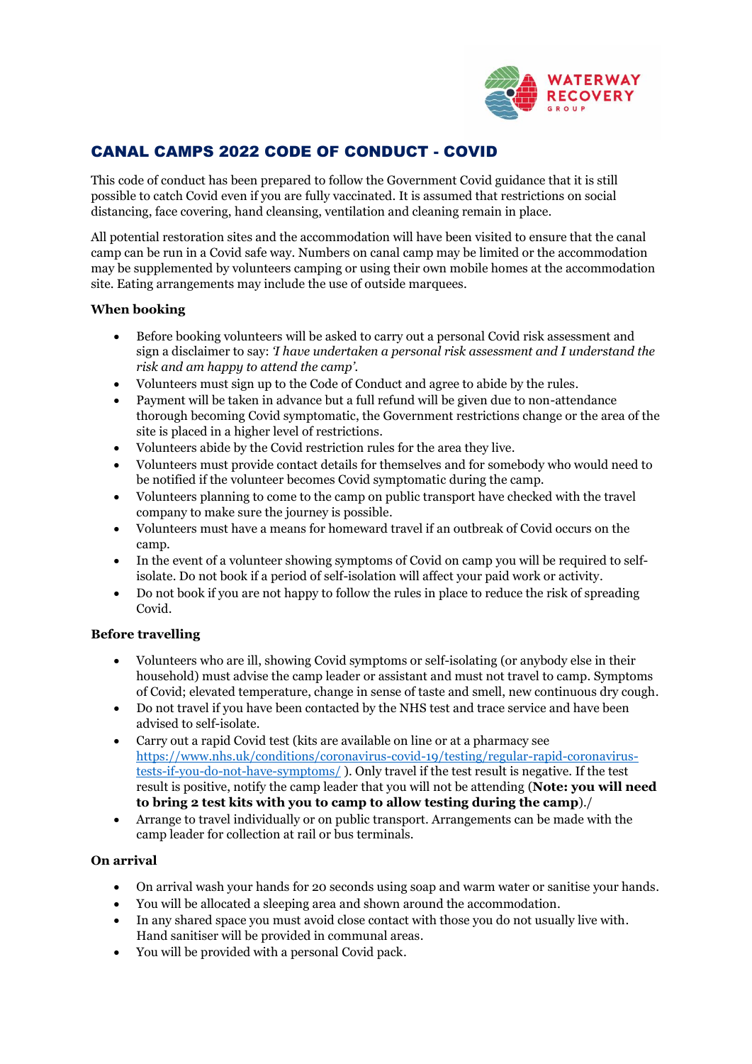# CANAL CAMPS 2022 CODE OF CONDUCT - COVID

This code of conduct has been prepared to follow the Government Covid guidance that it is still possible to catch Covid even if you are fully vaccinated. It is assumed that restrictions on social distancing, face covering, hand cleansing, ventilation and cleaning remain in place.

All potential restoration sites and the accommodation will have been visited to ensure that the canal camp can be run in a Covid safe way. Numbers on canal camp may be limited or the accommodation may be supplemented by volunteers camping or using their own mobile homes at the accommodation site. Eating arrangements may include the use of outside marquees.

**When booking**

- Before booking volunteers will be asked to carry out a personal Covid risk assessment and sign a disclaimer to say: *'I have undertaken a personal risk assessment and I understand the risk and am happy to attend the camp'.*
- Volunteers must sign up to the Code of Conduct and agree to abide by the rules.
- Payment will be taken in advance but a full refund will be given due to non-attendance thorough becoming Covid symptomatic, the Government restrictions change or the area of the site is placed in a higher level of restrictions.
- Volunteers abide by the Covid restriction rules for the area they live.
- Volunteers must provide contact details for themselves and for somebody who would need to be notified if the volunteer becomes Covid symptomatic during the camp.
- Volunteers planning to come to the camp on public transport have checked with the travel company to make sure the journey is possible.
- Volunteers must have a means for homeward travel if an outbreak of Covid occurs on the camp.
- In the event of a volunteer showing symptoms of Covid on camp you will be required to self-isolate. Do not book if a period of self-isolation will affect your paid work or activity.
- Do not book if you are not happy to follow the rules in place to reduce the risk of spreading Covid.

**Before travelling**

- Volunteers who are ill, showing Covid symptoms or self-isolating (or anybody else in their household) must advise the camp leader or assistant and must not travel to camp. Symptoms of Covid; elevated temperature, change in sense of taste and smell, new continuous dry cough.
- Do not travel if you have been contacted by the NHS test and trace service and have been advised to self-isolate.
- Carry out a rapid Covid test (kits are available on line or at a pharmacy see https://www.nhs.uk/conditions/coronavirus-covid-19/testing/regular-rapid-coronavirus-tests-if-you-do-not-have-symptoms/ ). Only travel if the test result is negative. If the test result is positive, notify the camp leader that you will not be attending (**Note: you will need to bring 2 test kits with you to camp to allow testing during the camp**)./
- Arrange to travel individually or on public transport. Arrangements can be made with the camp leader for collection at rail or bus terminals.

**On arrival**

- On arrival wash your hands for 20 seconds using soap and warm water or sanitise your hands.
- You will be allocated a sleeping area and shown around the accommodation.
- In any shared space you must avoid close contact with those you do not usually live with. Hand sanitiser will be provided in communal areas.
- You will be provided with a personal Covid pack.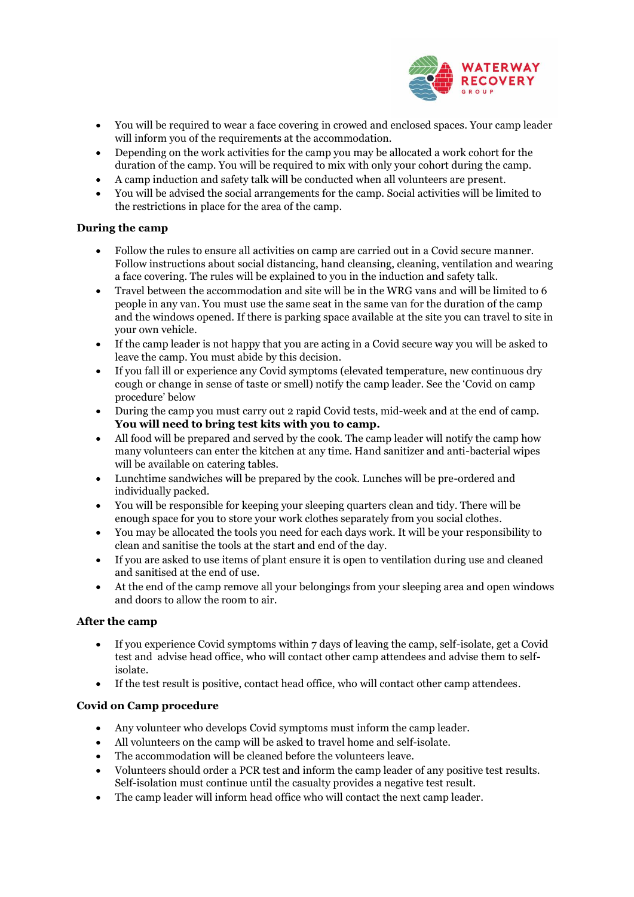- You will be required to wear a face covering in crowed and enclosed spaces. Your camp leader will inform you of the requirements at the accommodation.
- Depending on the work activities for the camp you may be allocated a work cohort for the duration of the camp. You will be required to mix with only your cohort during the camp.
- A camp induction and safety talk will be conducted when all volunteers are present.
- You will be advised the social arrangements for the camp. Social activities will be limited to the restrictions in place for the area of the camp.

### During the camp

- Follow the rules to ensure all activities on camp are carried out in a Covid secure manner. Follow instructions about social distancing, hand cleansing, cleaning, ventilation and wearing a face covering. The rules will be explained to you in the induction and safety talk.
- Travel between the accommodation and site will be in the WRG vans and will be limited to 6 people in any van. You must use the same seat in the same van for the duration of the camp and the windows opened. If there is parking space available at the site you can travel to site in your own vehicle.
- If the camp leader is not happy that you are acting in a Covid secure way you will be asked to leave the camp. You must abide by this decision.
- If you fall ill or experience any Covid symptoms (elevated temperature, new continuous dry cough or change in sense of taste or smell) notify the camp leader. See the 'Covid on camp procedure' below
- During the camp you must carry out 2 rapid Covid tests, mid-week and at the end of camp. **You will need to bring test kits with you to camp.**
- All food will be prepared and served by the cook. The camp leader will notify the camp how many volunteers can enter the kitchen at any time. Hand sanitizer and anti-bacterial wipes will be available on catering tables.
- Lunchtime sandwiches will be prepared by the cook. Lunches will be pre-ordered and individually packed.
- You will be responsible for keeping your sleeping quarters clean and tidy. There will be enough space for you to store your work clothes separately from you social clothes.
- You may be allocated the tools you need for each days work. It will be your responsibility to clean and sanitise the tools at the start and end of the day.
- If you are asked to use items of plant ensure it is open to ventilation during use and cleaned and sanitised at the end of use.
- At the end of the camp remove all your belongings from your sleeping area and open windows and doors to allow the room to air.

### After the camp

- If you experience Covid symptoms within 7 days of leaving the camp, self-isolate, get a Covid test and advise head office, who will contact other camp attendees and advise them to self-isolate.
- If the test result is positive, contact head office, who will contact other camp attendees.

### Covid on Camp procedure

- Any volunteer who develops Covid symptoms must inform the camp leader.
- All volunteers on the camp will be asked to travel home and self-isolate.
- The accommodation will be cleaned before the volunteers leave.
- Volunteers should order a PCR test and inform the camp leader of any positive test results. Self-isolation must continue until the casualty provides a negative test result.
- The camp leader will inform head office who will contact the next camp leader.